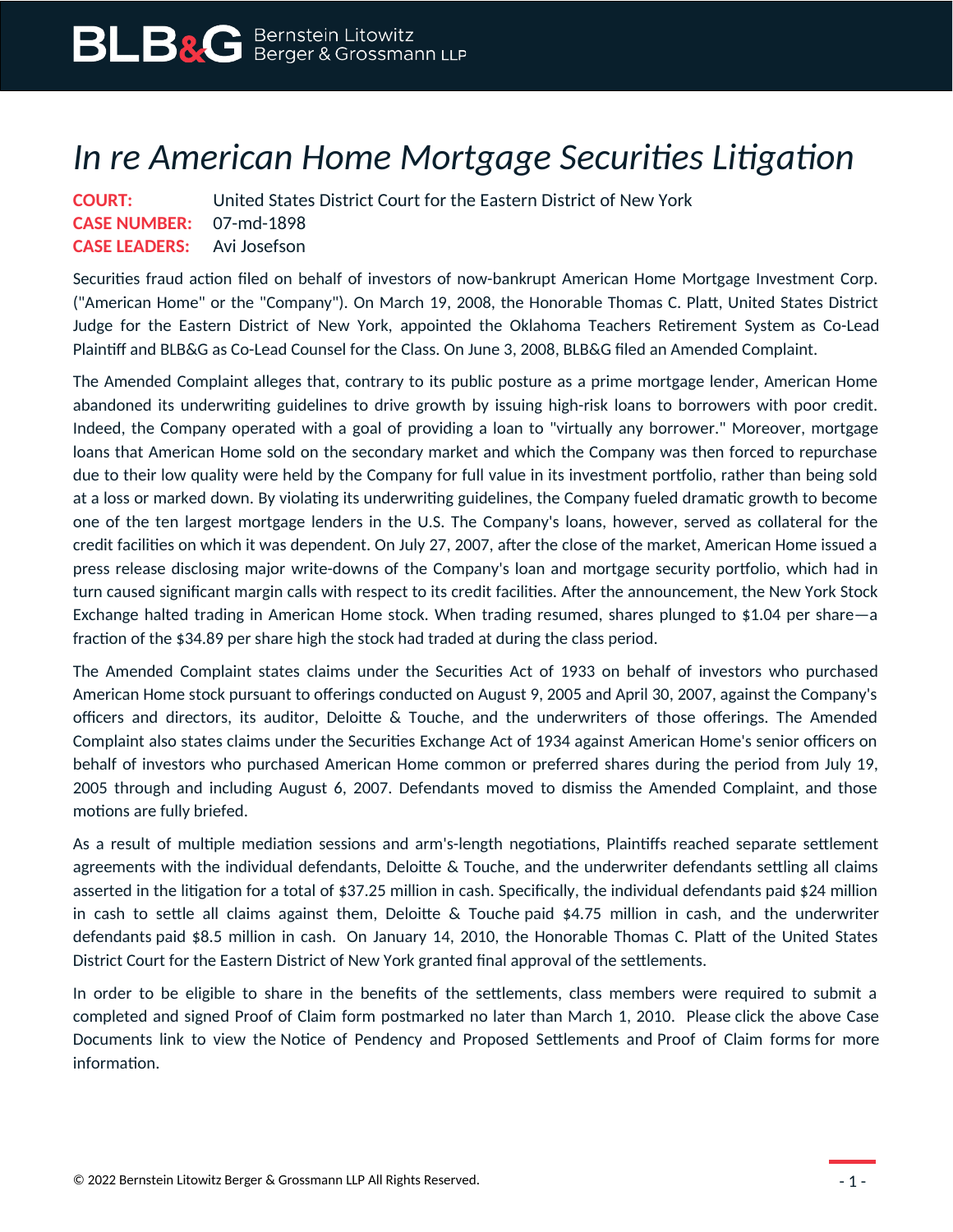# *In re American Home Mortgage Securities Litigation*

**COURT:** United States District Court for the Eastern District of New York
**CASE NUMBER:** 07-md-1898
**CASE LEADERS:** Avi Josefson

Securities fraud action filed on behalf of investors of now-bankrupt American Home Mortgage Investment Corp. ("American Home" or the "Company"). On March 19, 2008, the Honorable Thomas C. Platt, United States District Judge for the Eastern District of New York, appointed the Oklahoma Teachers Retirement System as Co-Lead Plaintiff and BLB&G as Co-Lead Counsel for the Class. On June 3, 2008, BLB&G filed an Amended Complaint.

The Amended Complaint alleges that, contrary to its public posture as a prime mortgage lender, American Home abandoned its underwriting guidelines to drive growth by issuing high-risk loans to borrowers with poor credit. Indeed, the Company operated with a goal of providing a loan to "virtually any borrower." Moreover, mortgage loans that American Home sold on the secondary market and which the Company was then forced to repurchase due to their low quality were held by the Company for full value in its investment portfolio, rather than being sold at a loss or marked down. By violating its underwriting guidelines, the Company fueled dramatic growth to become one of the ten largest mortgage lenders in the U.S. The Company's loans, however, served as collateral for the credit facilities on which it was dependent. On July 27, 2007, after the close of the market, American Home issued a press release disclosing major write-downs of the Company's loan and mortgage security portfolio, which had in turn caused significant margin calls with respect to its credit facilities. After the announcement, the New York Stock Exchange halted trading in American Home stock. When trading resumed, shares plunged to $1.04 per share—a fraction of the $34.89 per share high the stock had traded at during the class period.

The Amended Complaint states claims under the Securities Act of 1933 on behalf of investors who purchased American Home stock pursuant to offerings conducted on August 9, 2005 and April 30, 2007, against the Company's officers and directors, its auditor, Deloitte & Touche, and the underwriters of those offerings. The Amended Complaint also states claims under the Securities Exchange Act of 1934 against American Home's senior officers on behalf of investors who purchased American Home common or preferred shares during the period from July 19, 2005 through and including August 6, 2007. Defendants moved to dismiss the Amended Complaint, and those motions are fully briefed.

As a result of multiple mediation sessions and arm's-length negotiations, Plaintiffs reached separate settlement agreements with the individual defendants, Deloitte & Touche, and the underwriter defendants settling all claims asserted in the litigation for a total of $37.25 million in cash. Specifically, the individual defendants paid $24 million in cash to settle all claims against them, Deloitte & Touche paid $4.75 million in cash, and the underwriter defendants paid $8.5 million in cash. On January 14, 2010, the Honorable Thomas C. Platt of the United States District Court for the Eastern District of New York granted final approval of the settlements.

In order to be eligible to share in the benefits of the settlements, class members were required to submit a completed and signed Proof of Claim form postmarked no later than March 1, 2010. Please click the above Case Documents link to view the Notice of Pendency and Proposed Settlements and Proof of Claim forms for more information.

© 2022 Bernstein Litowitz Berger & Grossmann LLP All Rights Reserved.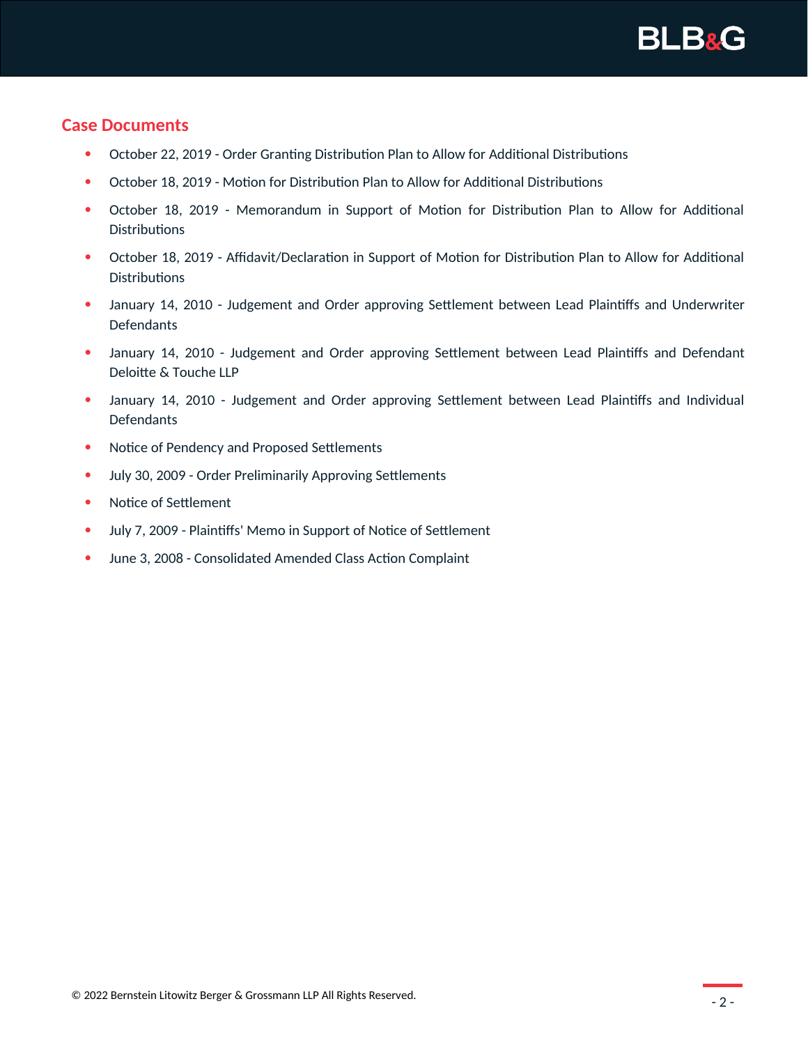## Case Documents

- October 22, 2019 - Order Granting Distribution Plan to Allow for Additional Distributions
- October 18, 2019 - Motion for Distribution Plan to Allow for Additional Distributions
- October 18, 2019 - Memorandum in Support of Motion for Distribution Plan to Allow for Additional Distributions
- October 18, 2019 - Affidavit/Declaration in Support of Motion for Distribution Plan to Allow for Additional Distributions
- January 14, 2010 - Judgement and Order approving Settlement between Lead Plaintiffs and Underwriter Defendants
- January 14, 2010 - Judgement and Order approving Settlement between Lead Plaintiffs and Defendant Deloitte & Touche LLP
- January 14, 2010 - Judgement and Order approving Settlement between Lead Plaintiffs and Individual Defendants
- Notice of Pendency and Proposed Settlements
- July 30, 2009 - Order Preliminarily Approving Settlements
- Notice of Settlement
- July 7, 2009 - Plaintiffs' Memo in Support of Notice of Settlement
- June 3, 2008 - Consolidated Amended Class Action Complaint